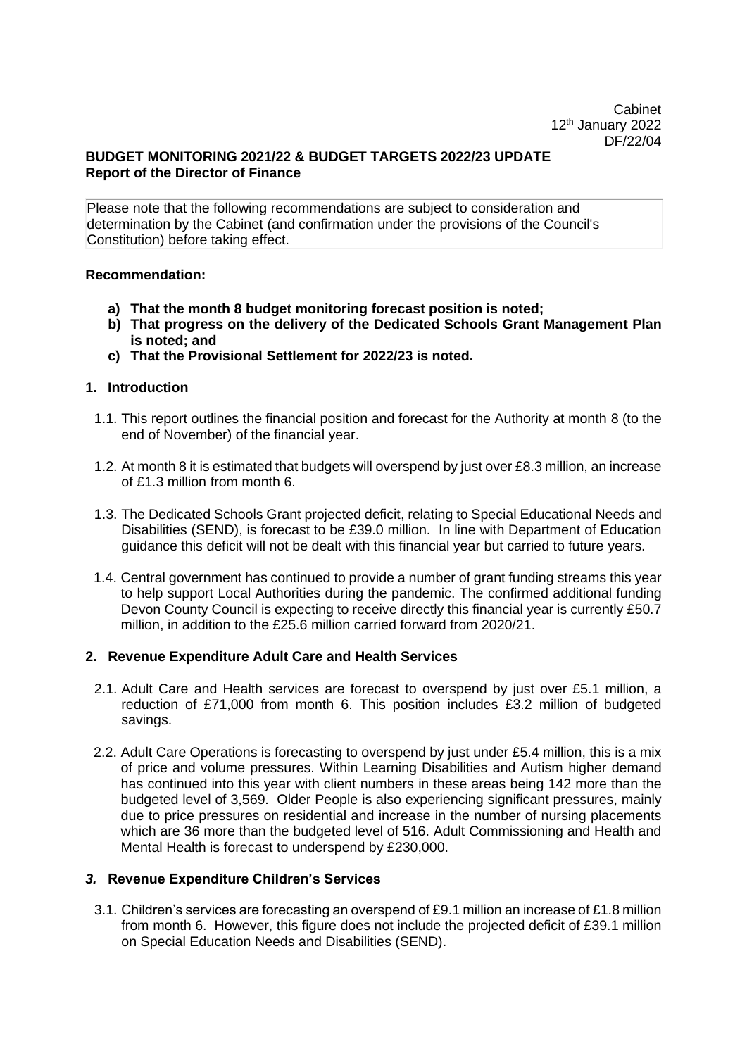Cabinet
12th January 2022
DF/22/04

**BUDGET MONITORING 2021/22 & BUDGET TARGETS 2022/23 UPDATE**
**Report of the Director of Finance**

Please note that the following recommendations are subject to consideration and determination by the Cabinet (and confirmation under the provisions of the Council's Constitution) before taking effect.

**Recommendation:**

- **a) That the month 8 budget monitoring forecast position is noted;**
- **b) That progress on the delivery of the Dedicated Schools Grant Management Plan is noted; and**
- **c) That the Provisional Settlement for 2022/23 is noted.**

## 1. Introduction

1.1. This report outlines the financial position and forecast for the Authority at month 8 (to the end of November) of the financial year.

1.2. At month 8 it is estimated that budgets will overspend by just over £8.3 million, an increase of £1.3 million from month 6.

1.3. The Dedicated Schools Grant projected deficit, relating to Special Educational Needs and Disabilities (SEND), is forecast to be £39.0 million. In line with Department of Education guidance this deficit will not be dealt with this financial year but carried to future years.

1.4. Central government has continued to provide a number of grant funding streams this year to help support Local Authorities during the pandemic. The confirmed additional funding Devon County Council is expecting to receive directly this financial year is currently £50.7 million, in addition to the £25.6 million carried forward from 2020/21.

## 2. Revenue Expenditure Adult Care and Health Services

2.1. Adult Care and Health services are forecast to overspend by just over £5.1 million, a reduction of £71,000 from month 6. This position includes £3.2 million of budgeted savings.

2.2. Adult Care Operations is forecasting to overspend by just under £5.4 million, this is a mix of price and volume pressures. Within Learning Disabilities and Autism higher demand has continued into this year with client numbers in these areas being 142 more than the budgeted level of 3,569. Older People is also experiencing significant pressures, mainly due to price pressures on residential and increase in the number of nursing placements which are 36 more than the budgeted level of 516. Adult Commissioning and Health and Mental Health is forecast to underspend by £230,000.

## *3.* Revenue Expenditure Children's Services

3.1. Children's services are forecasting an overspend of £9.1 million an increase of £1.8 million from month 6. However, this figure does not include the projected deficit of £39.1 million on Special Education Needs and Disabilities (SEND).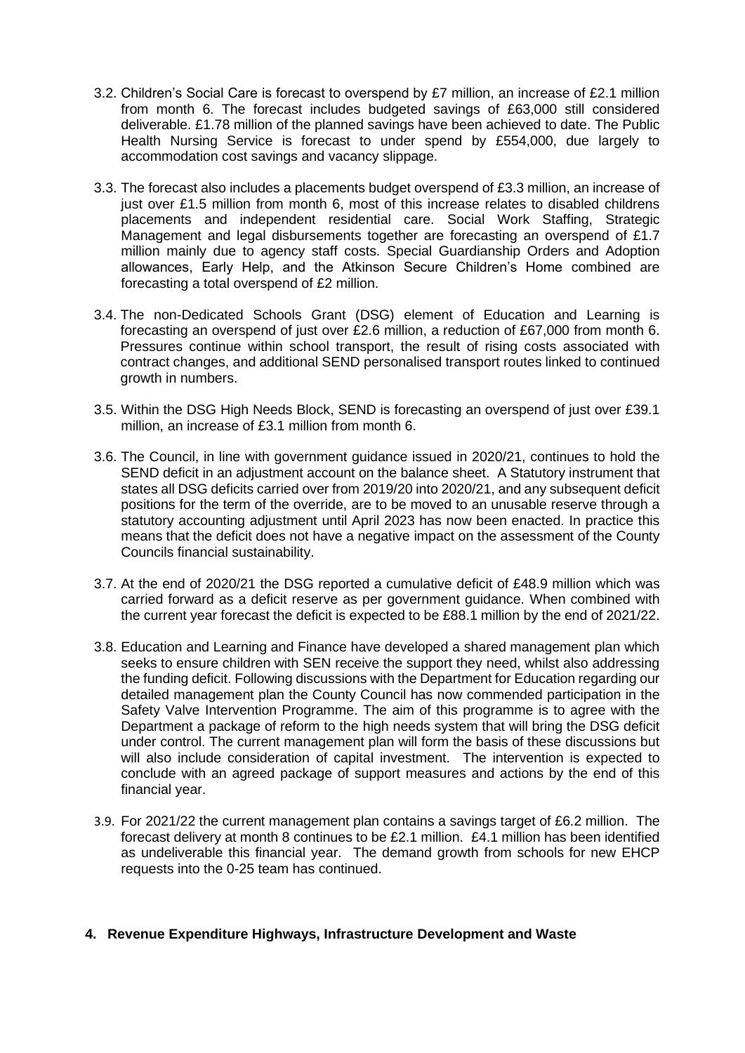3.2. Children's Social Care is forecast to overspend by £7 million, an increase of £2.1 million from month 6. The forecast includes budgeted savings of £63,000 still considered deliverable. £1.78 million of the planned savings have been achieved to date. The Public Health Nursing Service is forecast to under spend by £554,000, due largely to accommodation cost savings and vacancy slippage.

3.3. The forecast also includes a placements budget overspend of £3.3 million, an increase of just over £1.5 million from month 6, most of this increase relates to disabled childrens placements and independent residential care. Social Work Staffing, Strategic Management and legal disbursements together are forecasting an overspend of £1.7 million mainly due to agency staff costs. Special Guardianship Orders and Adoption allowances, Early Help, and the Atkinson Secure Children's Home combined are forecasting a total overspend of £2 million.

3.4. The non-Dedicated Schools Grant (DSG) element of Education and Learning is forecasting an overspend of just over £2.6 million, a reduction of £67,000 from month 6. Pressures continue within school transport, the result of rising costs associated with contract changes, and additional SEND personalised transport routes linked to continued growth in numbers.

3.5. Within the DSG High Needs Block, SEND is forecasting an overspend of just over £39.1 million, an increase of £3.1 million from month 6.

3.6. The Council, in line with government guidance issued in 2020/21, continues to hold the SEND deficit in an adjustment account on the balance sheet. A Statutory instrument that states all DSG deficits carried over from 2019/20 into 2020/21, and any subsequent deficit positions for the term of the override, are to be moved to an unusable reserve through a statutory accounting adjustment until April 2023 has now been enacted. In practice this means that the deficit does not have a negative impact on the assessment of the County Councils financial sustainability.

3.7. At the end of 2020/21 the DSG reported a cumulative deficit of £48.9 million which was carried forward as a deficit reserve as per government guidance. When combined with the current year forecast the deficit is expected to be £88.1 million by the end of 2021/22.

3.8. Education and Learning and Finance have developed a shared management plan which seeks to ensure children with SEN receive the support they need, whilst also addressing the funding deficit. Following discussions with the Department for Education regarding our detailed management plan the County Council has now commended participation in the Safety Valve Intervention Programme. The aim of this programme is to agree with the Department a package of reform to the high needs system that will bring the DSG deficit under control. The current management plan will form the basis of these discussions but will also include consideration of capital investment. The intervention is expected to conclude with an agreed package of support measures and actions by the end of this financial year.

3.9. For 2021/22 the current management plan contains a savings target of £6.2 million. The forecast delivery at month 8 continues to be £2.1 million. £4.1 million has been identified as undeliverable this financial year. The demand growth from schools for new EHCP requests into the 0-25 team has continued.

## 4. Revenue Expenditure Highways, Infrastructure Development and Waste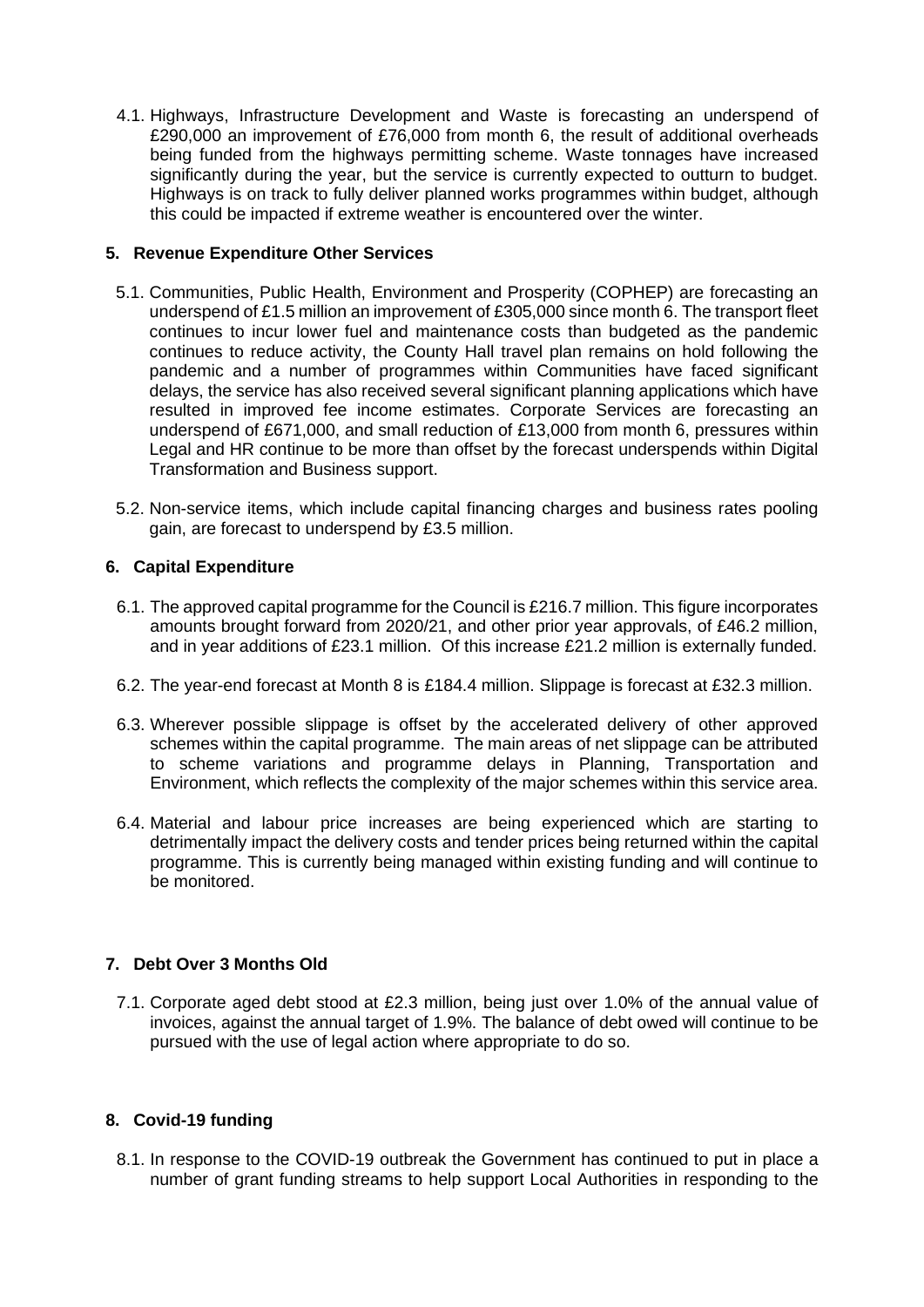4.1. Highways, Infrastructure Development and Waste is forecasting an underspend of £290,000 an improvement of £76,000 from month 6, the result of additional overheads being funded from the highways permitting scheme. Waste tonnages have increased significantly during the year, but the service is currently expected to outturn to budget. Highways is on track to fully deliver planned works programmes within budget, although this could be impacted if extreme weather is encountered over the winter.

## 5. Revenue Expenditure Other Services

5.1. Communities, Public Health, Environment and Prosperity (COPHEP) are forecasting an underspend of £1.5 million an improvement of £305,000 since month 6. The transport fleet continues to incur lower fuel and maintenance costs than budgeted as the pandemic continues to reduce activity, the County Hall travel plan remains on hold following the pandemic and a number of programmes within Communities have faced significant delays, the service has also received several significant planning applications which have resulted in improved fee income estimates. Corporate Services are forecasting an underspend of £671,000, and small reduction of £13,000 from month 6, pressures within Legal and HR continue to be more than offset by the forecast underspends within Digital Transformation and Business support.

5.2. Non-service items, which include capital financing charges and business rates pooling gain, are forecast to underspend by £3.5 million.

## 6. Capital Expenditure

6.1. The approved capital programme for the Council is £216.7 million. This figure incorporates amounts brought forward from 2020/21, and other prior year approvals, of £46.2 million, and in year additions of £23.1 million. Of this increase £21.2 million is externally funded.

6.2. The year-end forecast at Month 8 is £184.4 million. Slippage is forecast at £32.3 million.

6.3. Wherever possible slippage is offset by the accelerated delivery of other approved schemes within the capital programme. The main areas of net slippage can be attributed to scheme variations and programme delays in Planning, Transportation and Environment, which reflects the complexity of the major schemes within this service area.

6.4. Material and labour price increases are being experienced which are starting to detrimentally impact the delivery costs and tender prices being returned within the capital programme. This is currently being managed within existing funding and will continue to be monitored.

## 7. Debt Over 3 Months Old

7.1. Corporate aged debt stood at £2.3 million, being just over 1.0% of the annual value of invoices, against the annual target of 1.9%. The balance of debt owed will continue to be pursued with the use of legal action where appropriate to do so.

## 8. Covid-19 funding

8.1. In response to the COVID-19 outbreak the Government has continued to put in place a number of grant funding streams to help support Local Authorities in responding to the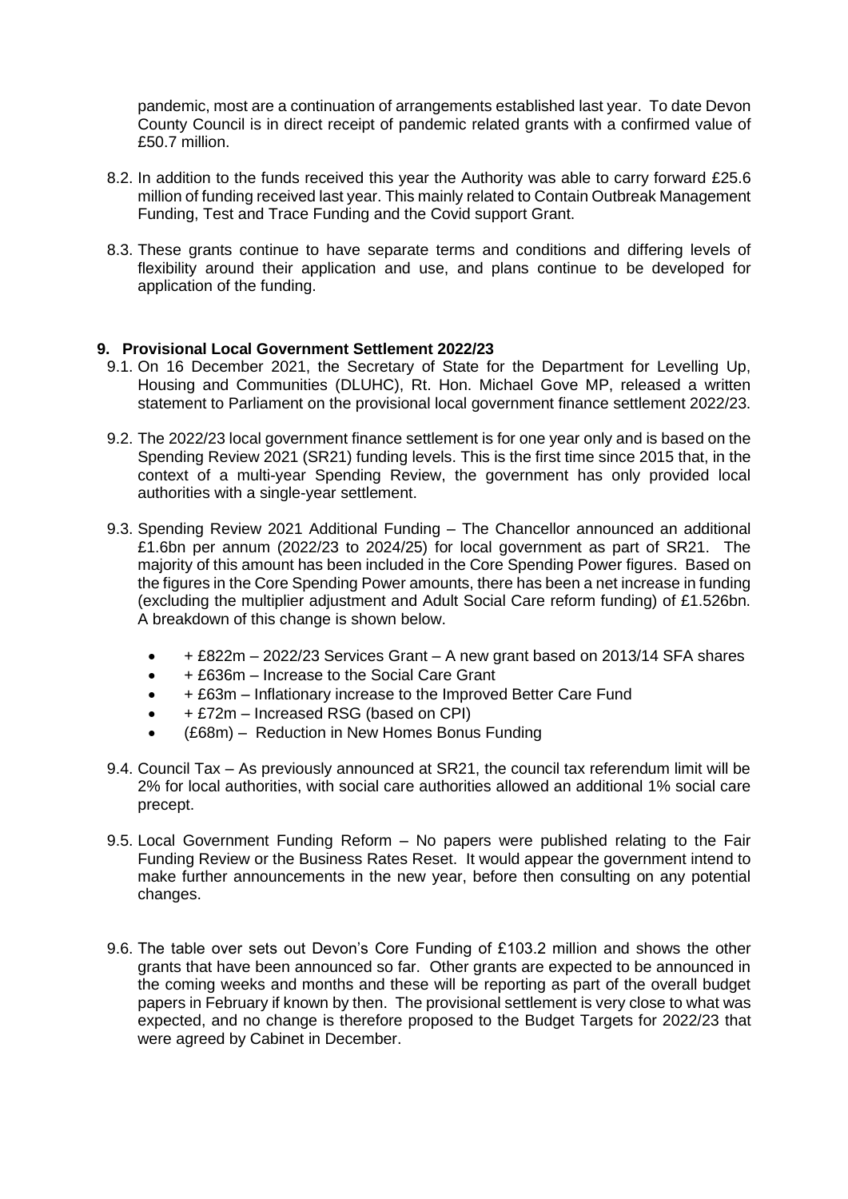pandemic, most are a continuation of arrangements established last year. To date Devon County Council is in direct receipt of pandemic related grants with a confirmed value of £50.7 million.

8.2. In addition to the funds received this year the Authority was able to carry forward £25.6 million of funding received last year. This mainly related to Contain Outbreak Management Funding, Test and Trace Funding and the Covid support Grant.

8.3. These grants continue to have separate terms and conditions and differing levels of flexibility around their application and use, and plans continue to be developed for application of the funding.

## 9. Provisional Local Government Settlement 2022/23

9.1. On 16 December 2021, the Secretary of State for the Department for Levelling Up, Housing and Communities (DLUHC), Rt. Hon. Michael Gove MP, released a written statement to Parliament on the provisional local government finance settlement 2022/23.

9.2. The 2022/23 local government finance settlement is for one year only and is based on the Spending Review 2021 (SR21) funding levels. This is the first time since 2015 that, in the context of a multi-year Spending Review, the government has only provided local authorities with a single-year settlement.

9.3. Spending Review 2021 Additional Funding – The Chancellor announced an additional £1.6bn per annum (2022/23 to 2024/25) for local government as part of SR21. The majority of this amount has been included in the Core Spending Power figures. Based on the figures in the Core Spending Power amounts, there has been a net increase in funding (excluding the multiplier adjustment and Adult Social Care reform funding) of £1.526bn. A breakdown of this change is shown below.

- + £822m – 2022/23 Services Grant – A new grant based on 2013/14 SFA shares
- + £636m – Increase to the Social Care Grant
- + £63m – Inflationary increase to the Improved Better Care Fund
- + £72m – Increased RSG (based on CPI)
- (£68m) – Reduction in New Homes Bonus Funding

9.4. Council Tax – As previously announced at SR21, the council tax referendum limit will be 2% for local authorities, with social care authorities allowed an additional 1% social care precept.

9.5. Local Government Funding Reform – No papers were published relating to the Fair Funding Review or the Business Rates Reset. It would appear the government intend to make further announcements in the new year, before then consulting on any potential changes.

9.6. The table over sets out Devon's Core Funding of £103.2 million and shows the other grants that have been announced so far. Other grants are expected to be announced in the coming weeks and months and these will be reporting as part of the overall budget papers in February if known by then. The provisional settlement is very close to what was expected, and no change is therefore proposed to the Budget Targets for 2022/23 that were agreed by Cabinet in December.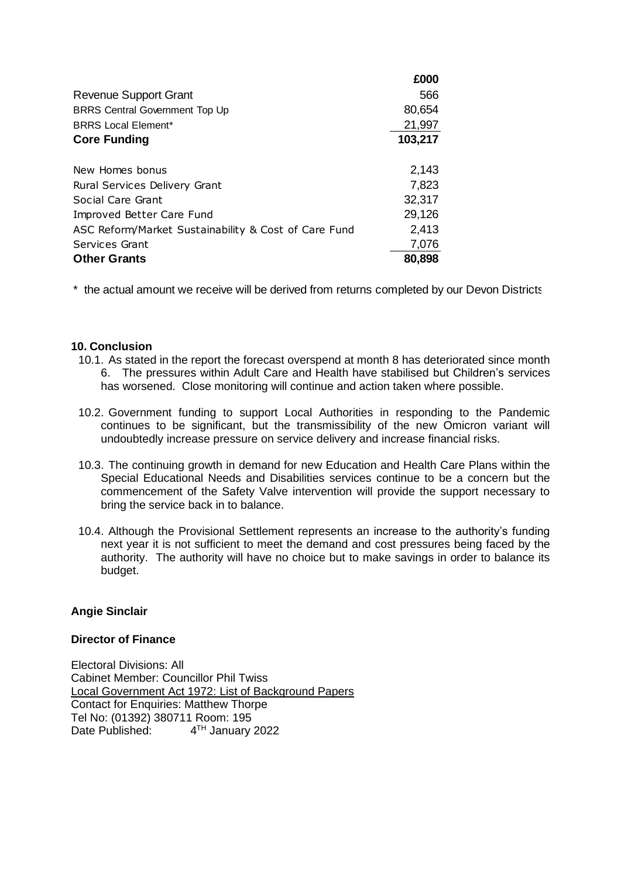| | £000 |
|---|---|
| Revenue Support Grant | 566 |
| BRRS Central Government Top Up | 80,654 |
| BRRS Local Element* | 21,997 |
| **Core Funding** | **103,217** |
| | |
| New Homes bonus | 2,143 |
| Rural Services Delivery Grant | 7,823 |
| Social Care Grant | 32,317 |
| Improved Better Care Fund | 29,126 |
| ASC Reform/Market Sustainability & Cost of Care Fund | 2,413 |
| Services Grant | 7,076 |
| **Other Grants** | **80,898** |

\* the actual amount we receive will be derived from returns completed by our Devon Districts

### 10. Conclusion

10.1. As stated in the report the forecast overspend at month 8 has deteriorated since month 6. The pressures within Adult Care and Health have stabilised but Children's services has worsened. Close monitoring will continue and action taken where possible.

10.2. Government funding to support Local Authorities in responding to the Pandemic continues to be significant, but the transmissibility of the new Omicron variant will undoubtedly increase pressure on service delivery and increase financial risks.

10.3. The continuing growth in demand for new Education and Health Care Plans within the Special Educational Needs and Disabilities services continue to be a concern but the commencement of the Safety Valve intervention will provide the support necessary to bring the service back in to balance.

10.4. Although the Provisional Settlement represents an increase to the authority's funding next year it is not sufficient to meet the demand and cost pressures being faced by the authority. The authority will have no choice but to make savings in order to balance its budget.

**Angie Sinclair**

**Director of Finance**

Electoral Divisions: All
Cabinet Member: Councillor Phil Twiss
Local Government Act 1972: List of Background Papers
Contact for Enquiries: Matthew Thorpe
Tel No: (01392) 380711 Room: 195
Date Published: 4TH January 2022